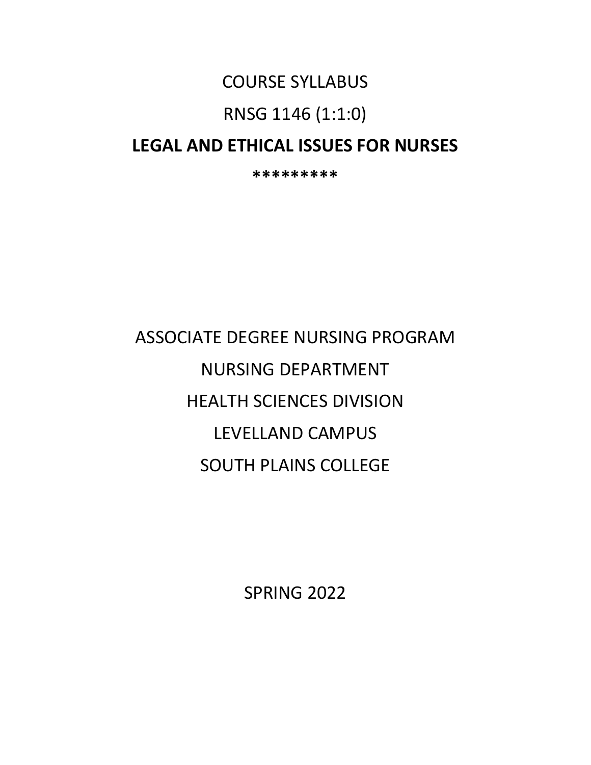COURSE SYLLABUS

RNSG 1146 (1:1:0)

**LEGAL AND ETHICAL ISSUES FOR NURSES**

*********

ASSOCIATE DEGREE NURSING PROGRAM

NURSING DEPARTMENT

HEALTH SCIENCES DIVISION

LEVELLAND CAMPUS

SOUTH PLAINS COLLEGE

SPRING 2022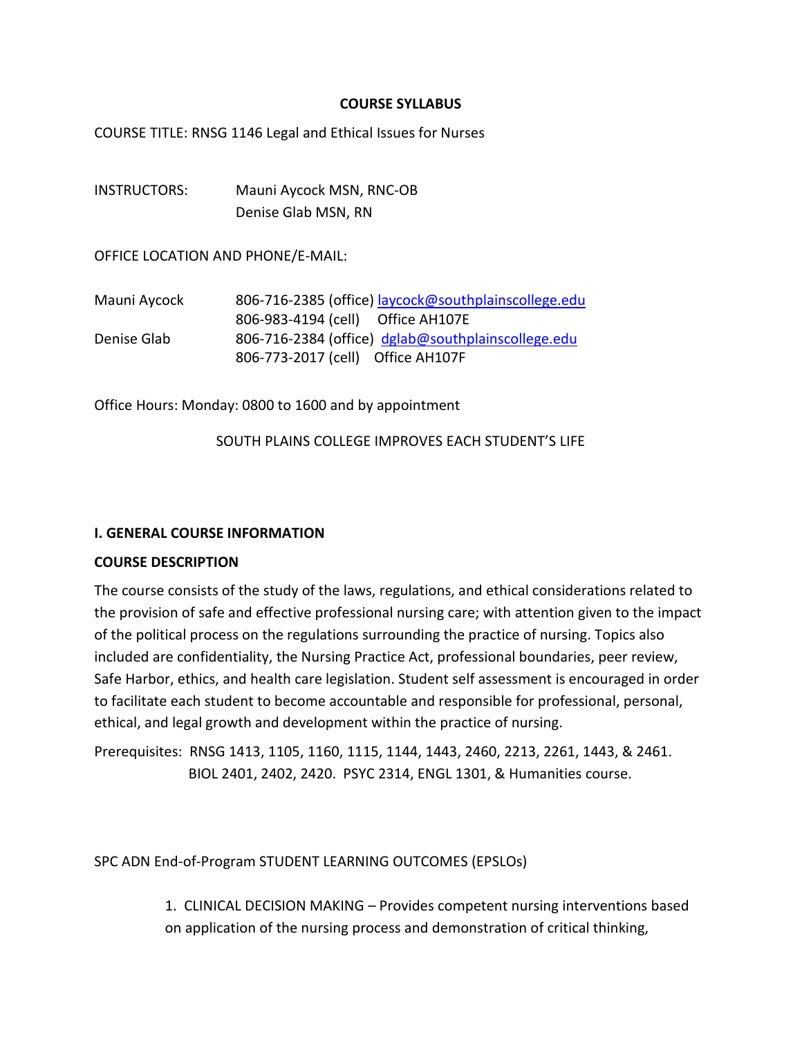**COURSE SYLLABUS**

COURSE TITLE: RNSG 1146 Legal and Ethical Issues for Nurses

| | |
|---|---|
| INSTRUCTORS: | Mauni Aycock MSN, RNC-OB |
| | Denise Glab MSN, RN |

OFFICE LOCATION AND PHONE/E-MAIL:

| | |
|---|---|
| Mauni Aycock | 806-716-2385 (office) laycock@southplainscollege.edu |
| | 806-983-4194 (cell) Office AH107E |
| Denise Glab | 806-716-2384 (office) dglab@southplainscollege.edu |
| | 806-773-2017 (cell) Office AH107F |

Office Hours: Monday: 0800 to 1600 and by appointment

SOUTH PLAINS COLLEGE IMPROVES EACH STUDENT'S LIFE

**I. GENERAL COURSE INFORMATION**

**COURSE DESCRIPTION**

The course consists of the study of the laws, regulations, and ethical considerations related to the provision of safe and effective professional nursing care; with attention given to the impact of the political process on the regulations surrounding the practice of nursing. Topics also included are confidentiality, the Nursing Practice Act, professional boundaries, peer review, Safe Harbor, ethics, and health care legislation. Student self assessment is encouraged in order to facilitate each student to become accountable and responsible for professional, personal, ethical, and legal growth and development within the practice of nursing.

Prerequisites: RNSG 1413, 1105, 1160, 1115, 1144, 1443, 2460, 2213, 2261, 1443, & 2461.
BIOL 2401, 2402, 2420. PSYC 2314, ENGL 1301, & Humanities course.

SPC ADN End-of-Program STUDENT LEARNING OUTCOMES (EPSLOs)

1. CLINICAL DECISION MAKING – Provides competent nursing interventions based on application of the nursing process and demonstration of critical thinking,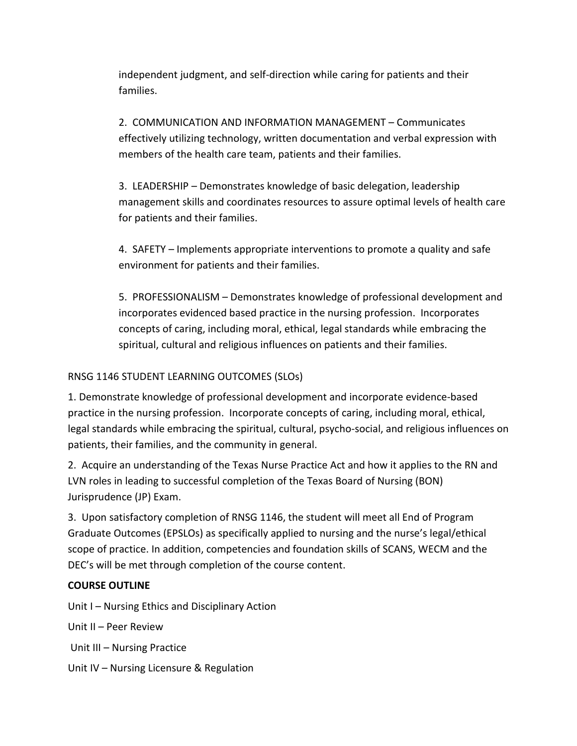independent judgment, and self-direction while caring for patients and their families.

2. COMMUNICATION AND INFORMATION MANAGEMENT – Communicates effectively utilizing technology, written documentation and verbal expression with members of the health care team, patients and their families.

3. LEADERSHIP – Demonstrates knowledge of basic delegation, leadership management skills and coordinates resources to assure optimal levels of health care for patients and their families.

4. SAFETY – Implements appropriate interventions to promote a quality and safe environment for patients and their families.

5. PROFESSIONALISM – Demonstrates knowledge of professional development and incorporates evidenced based practice in the nursing profession. Incorporates concepts of caring, including moral, ethical, legal standards while embracing the spiritual, cultural and religious influences on patients and their families.

RNSG 1146 STUDENT LEARNING OUTCOMES (SLOs)

1. Demonstrate knowledge of professional development and incorporate evidence-based practice in the nursing profession. Incorporate concepts of caring, including moral, ethical, legal standards while embracing the spiritual, cultural, psycho-social, and religious influences on patients, their families, and the community in general.

2. Acquire an understanding of the Texas Nurse Practice Act and how it applies to the RN and LVN roles in leading to successful completion of the Texas Board of Nursing (BON) Jurisprudence (JP) Exam.

3. Upon satisfactory completion of RNSG 1146, the student will meet all End of Program Graduate Outcomes (EPSLOs) as specifically applied to nursing and the nurse's legal/ethical scope of practice. In addition, competencies and foundation skills of SCANS, WECM and the DEC's will be met through completion of the course content.

**COURSE OUTLINE**

Unit I – Nursing Ethics and Disciplinary Action

Unit II – Peer Review

Unit III – Nursing Practice

Unit IV – Nursing Licensure & Regulation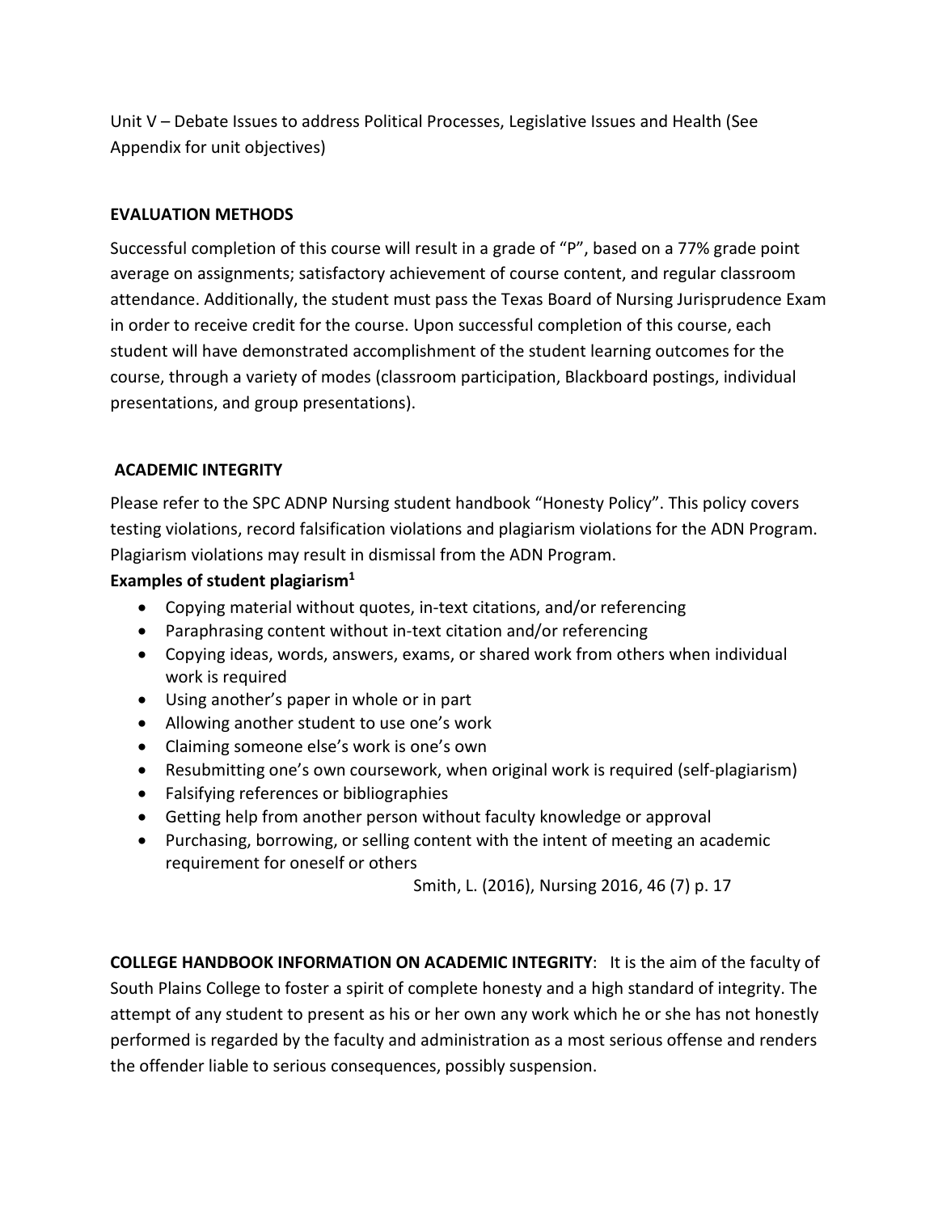Unit V – Debate Issues to address Political Processes, Legislative Issues and Health (See Appendix for unit objectives)

## EVALUATION METHODS

Successful completion of this course will result in a grade of "P", based on a 77% grade point average on assignments; satisfactory achievement of course content, and regular classroom attendance. Additionally, the student must pass the Texas Board of Nursing Jurisprudence Exam in order to receive credit for the course. Upon successful completion of this course, each student will have demonstrated accomplishment of the student learning outcomes for the course, through a variety of modes (classroom participation, Blackboard postings, individual presentations, and group presentations).

## ACADEMIC INTEGRITY

Please refer to the SPC ADNP Nursing student handbook "Honesty Policy". This policy covers testing violations, record falsification violations and plagiarism violations for the ADN Program. Plagiarism violations may result in dismissal from the ADN Program.

**Examples of student plagiarism[1]**

- Copying material without quotes, in-text citations, and/or referencing
- Paraphrasing content without in-text citation and/or referencing
- Copying ideas, words, answers, exams, or shared work from others when individual work is required
- Using another's paper in whole or in part
- Allowing another student to use one's work
- Claiming someone else's work is one's own
- Resubmitting one's own coursework, when original work is required (self-plagiarism)
- Falsifying references or bibliographies
- Getting help from another person without faculty knowledge or approval
- Purchasing, borrowing, or selling content with the intent of meeting an academic requirement for oneself or others

Smith, L. (2016), Nursing 2016, 46 (7) p. 17

**COLLEGE HANDBOOK INFORMATION ON ACADEMIC INTEGRITY**: It is the aim of the faculty of South Plains College to foster a spirit of complete honesty and a high standard of integrity. The attempt of any student to present as his or her own any work which he or she has not honestly performed is regarded by the faculty and administration as a most serious offense and renders the offender liable to serious consequences, possibly suspension.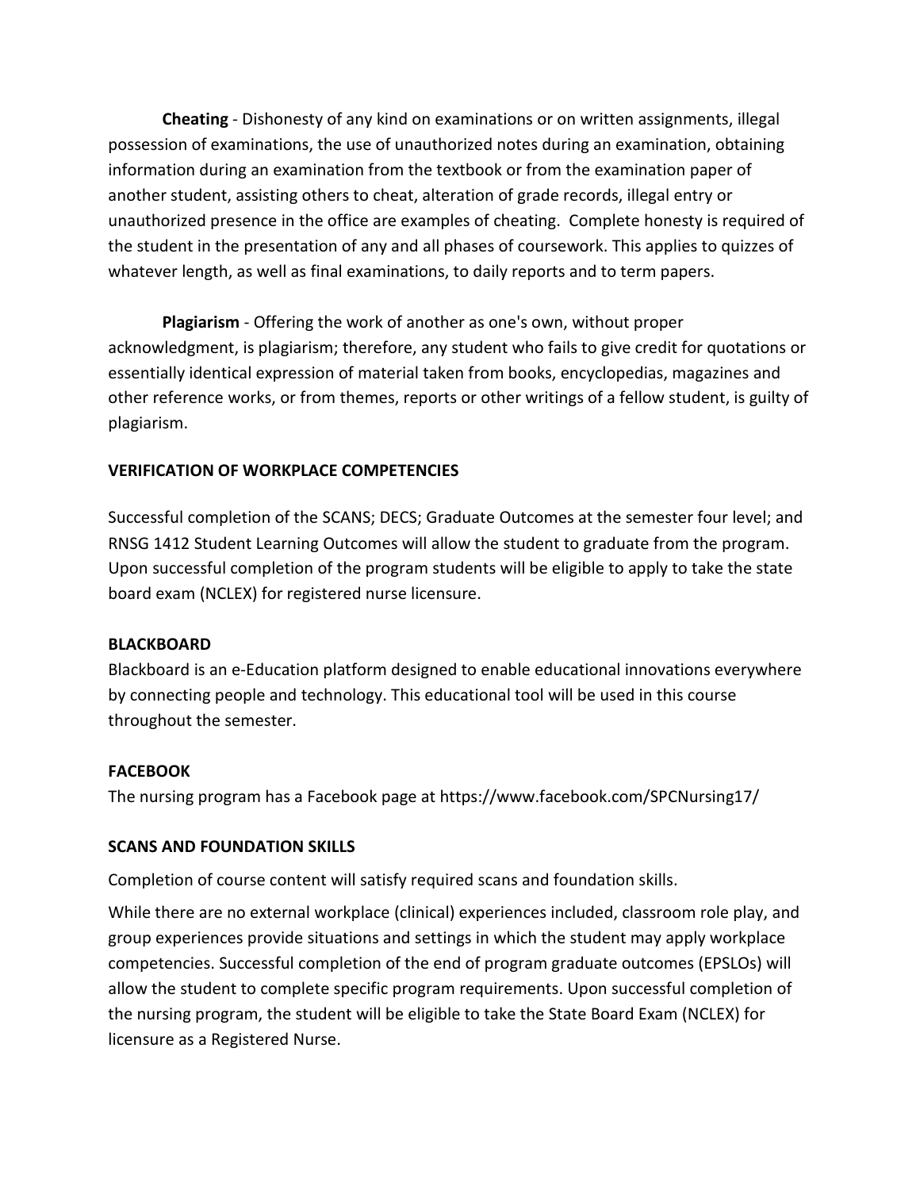**Cheating** - Dishonesty of any kind on examinations or on written assignments, illegal possession of examinations, the use of unauthorized notes during an examination, obtaining information during an examination from the textbook or from the examination paper of another student, assisting others to cheat, alteration of grade records, illegal entry or unauthorized presence in the office are examples of cheating. Complete honesty is required of the student in the presentation of any and all phases of coursework. This applies to quizzes of whatever length, as well as final examinations, to daily reports and to term papers.

**Plagiarism** - Offering the work of another as one's own, without proper acknowledgment, is plagiarism; therefore, any student who fails to give credit for quotations or essentially identical expression of material taken from books, encyclopedias, magazines and other reference works, or from themes, reports or other writings of a fellow student, is guilty of plagiarism.

**VERIFICATION OF WORKPLACE COMPETENCIES**

Successful completion of the SCANS; DECS; Graduate Outcomes at the semester four level; and RNSG 1412 Student Learning Outcomes will allow the student to graduate from the program. Upon successful completion of the program students will be eligible to apply to take the state board exam (NCLEX) for registered nurse licensure.

**BLACKBOARD**

Blackboard is an e-Education platform designed to enable educational innovations everywhere by connecting people and technology. This educational tool will be used in this course throughout the semester.

**FACEBOOK**

The nursing program has a Facebook page at https://www.facebook.com/SPCNursing17/

**SCANS AND FOUNDATION SKILLS**

Completion of course content will satisfy required scans and foundation skills.

While there are no external workplace (clinical) experiences included, classroom role play, and group experiences provide situations and settings in which the student may apply workplace competencies. Successful completion of the end of program graduate outcomes (EPSLOs) will allow the student to complete specific program requirements. Upon successful completion of the nursing program, the student will be eligible to take the State Board Exam (NCLEX) for licensure as a Registered Nurse.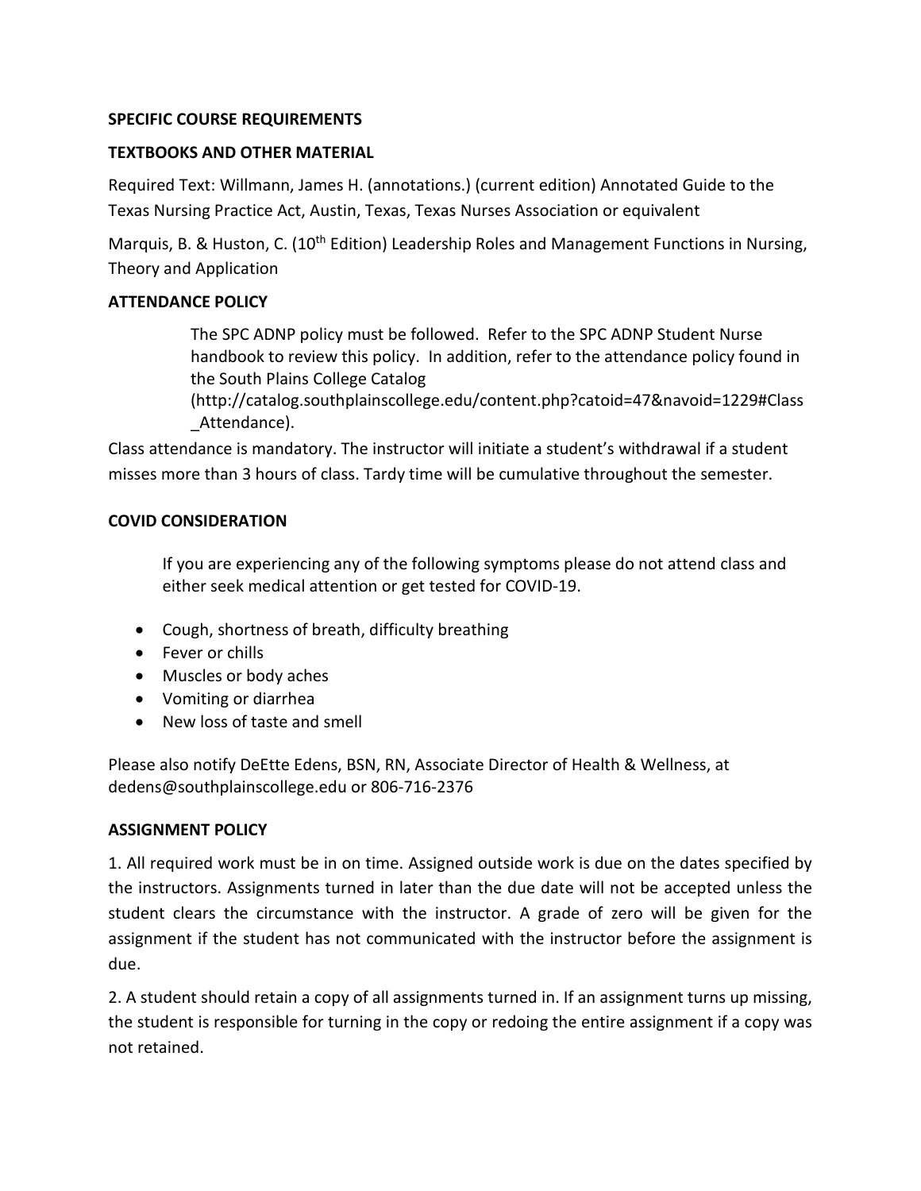## SPECIFIC COURSE REQUIREMENTS

### TEXTBOOKS AND OTHER MATERIAL

Required Text: Willmann, James H. (annotations.) (current edition) Annotated Guide to the Texas Nursing Practice Act, Austin, Texas, Texas Nurses Association or equivalent

Marquis, B. & Huston, C. (10th Edition) Leadership Roles and Management Functions in Nursing, Theory and Application

### ATTENDANCE POLICY

The SPC ADNP policy must be followed. Refer to the SPC ADNP Student Nurse handbook to review this policy. In addition, refer to the attendance policy found in the South Plains College Catalog (http://catalog.southplainscollege.edu/content.php?catoid=47&navoid=1229#Class_Attendance).

Class attendance is mandatory. The instructor will initiate a student's withdrawal if a student misses more than 3 hours of class. Tardy time will be cumulative throughout the semester.

### COVID CONSIDERATION

If you are experiencing any of the following symptoms please do not attend class and either seek medical attention or get tested for COVID-19.

- Cough, shortness of breath, difficulty breathing
- Fever or chills
- Muscles or body aches
- Vomiting or diarrhea
- New loss of taste and smell

Please also notify DeEtte Edens, BSN, RN, Associate Director of Health & Wellness, at dedens@southplainscollege.edu or 806-716-2376

### ASSIGNMENT POLICY

1. All required work must be in on time. Assigned outside work is due on the dates specified by the instructors. Assignments turned in later than the due date will not be accepted unless the student clears the circumstance with the instructor. A grade of zero will be given for the assignment if the student has not communicated with the instructor before the assignment is due.

2. A student should retain a copy of all assignments turned in. If an assignment turns up missing, the student is responsible for turning in the copy or redoing the entire assignment if a copy was not retained.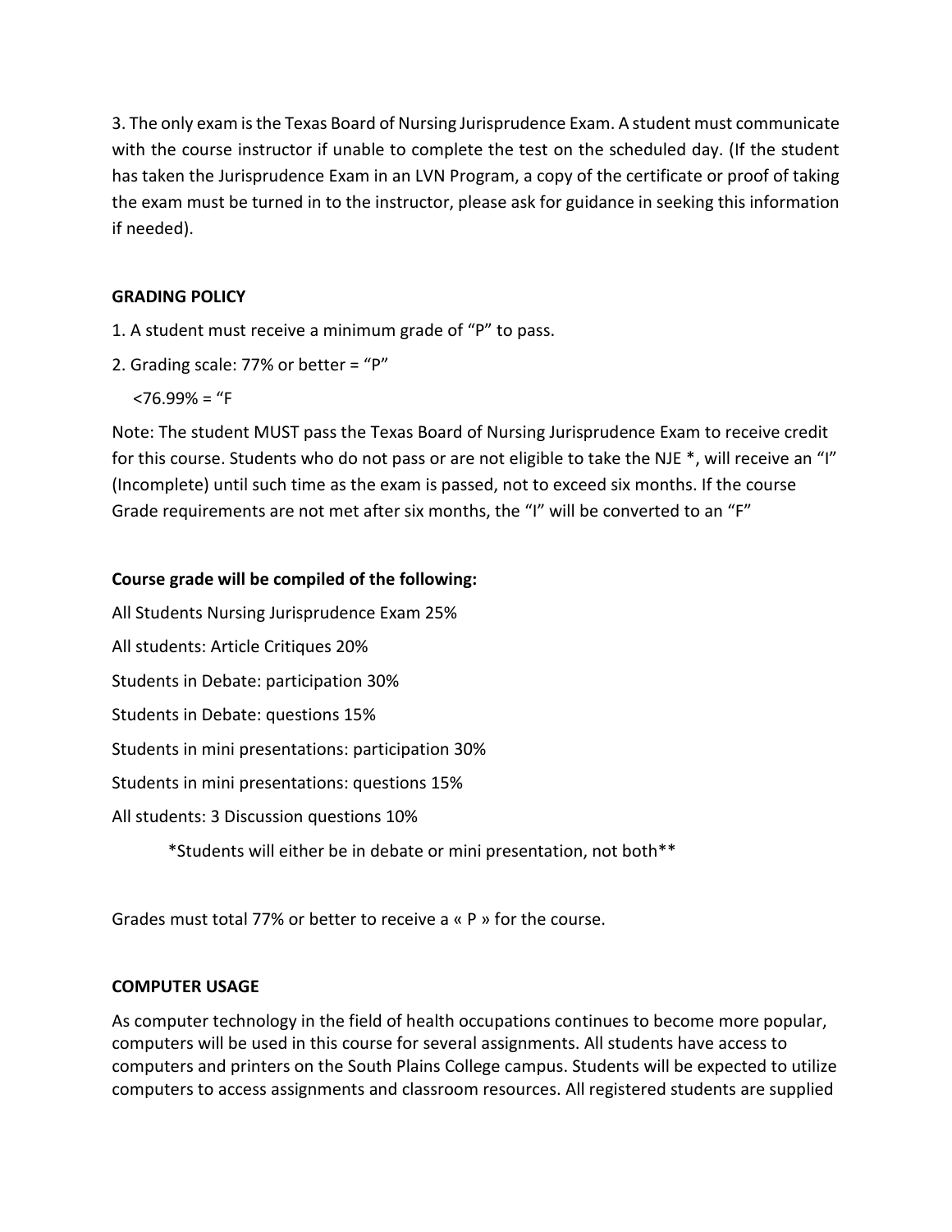3. The only exam is the Texas Board of Nursing Jurisprudence Exam. A student must communicate with the course instructor if unable to complete the test on the scheduled day. (If the student has taken the Jurisprudence Exam in an LVN Program, a copy of the certificate or proof of taking the exam must be turned in to the instructor, please ask for guidance in seeking this information if needed).

**GRADING POLICY**

1. A student must receive a minimum grade of "P" to pass.
2. Grading scale: 77% or better = "P"

   <76.99% = "F

Note: The student MUST pass the Texas Board of Nursing Jurisprudence Exam to receive credit for this course. Students who do not pass or are not eligible to take the NJE *, will receive an "I" (Incomplete) until such time as the exam is passed, not to exceed six months. If the course Grade requirements are not met after six months, the "I" will be converted to an "F"

**Course grade will be compiled of the following:**

All Students Nursing Jurisprudence Exam 25%

All students: Article Critiques 20%

Students in Debate: participation 30%

Students in Debate: questions 15%

Students in mini presentations: participation 30%

Students in mini presentations: questions 15%

All students: 3 Discussion questions 10%

*Students will either be in debate or mini presentation, not both**

Grades must total 77% or better to receive a « P » for the course.

**COMPUTER USAGE**

As computer technology in the field of health occupations continues to become more popular, computers will be used in this course for several assignments. All students have access to computers and printers on the South Plains College campus. Students will be expected to utilize computers to access assignments and classroom resources. All registered students are supplied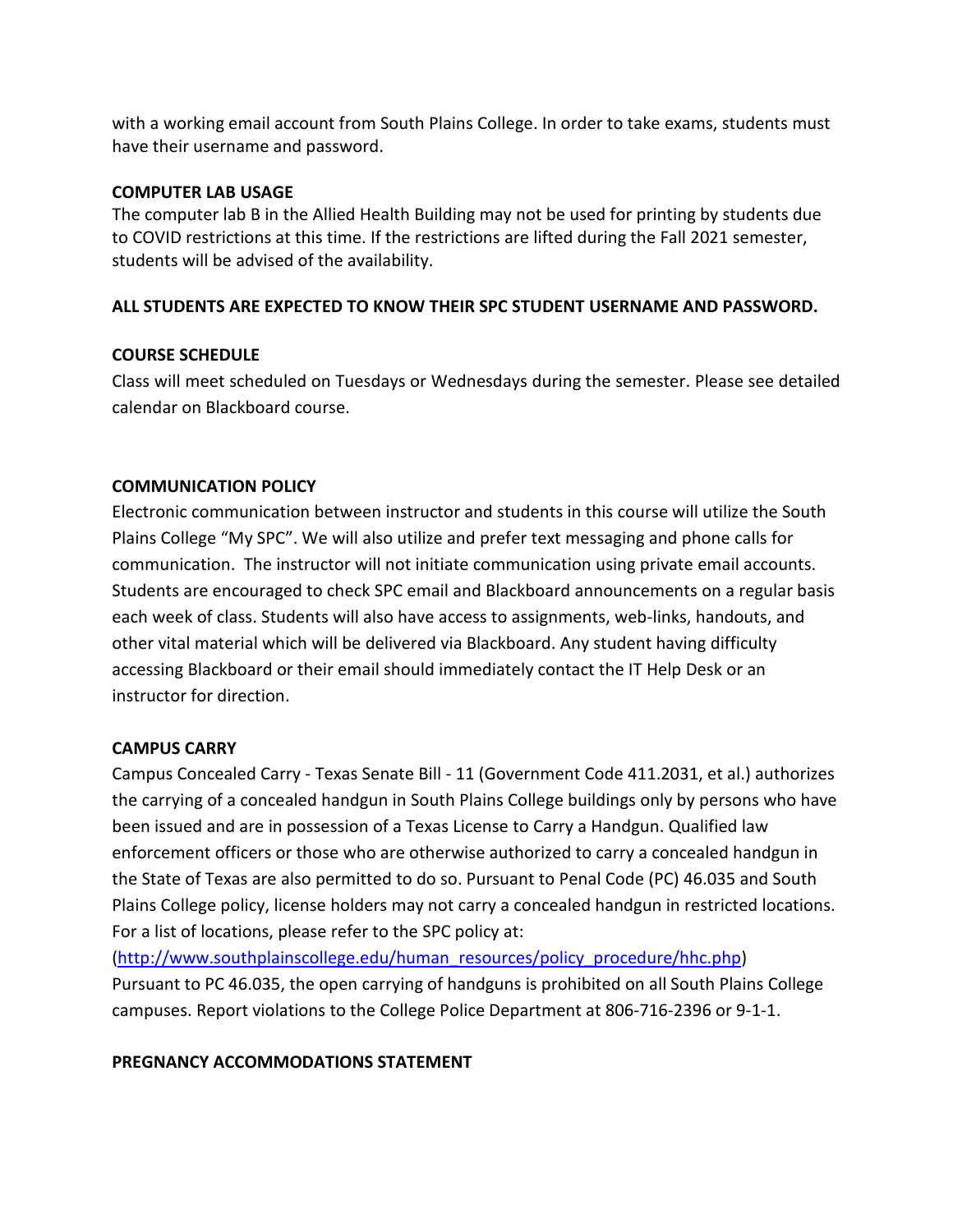with a working email account from South Plains College. In order to take exams, students must have their username and password.

**COMPUTER LAB USAGE**

The computer lab B in the Allied Health Building may not be used for printing by students due to COVID restrictions at this time. If the restrictions are lifted during the Fall 2021 semester, students will be advised of the availability.

**ALL STUDENTS ARE EXPECTED TO KNOW THEIR SPC STUDENT USERNAME AND PASSWORD.**

**COURSE SCHEDULE**

Class will meet scheduled on Tuesdays or Wednesdays during the semester. Please see detailed calendar on Blackboard course.

**COMMUNICATION POLICY**

Electronic communication between instructor and students in this course will utilize the South Plains College "My SPC". We will also utilize and prefer text messaging and phone calls for communication. The instructor will not initiate communication using private email accounts. Students are encouraged to check SPC email and Blackboard announcements on a regular basis each week of class. Students will also have access to assignments, web-links, handouts, and other vital material which will be delivered via Blackboard. Any student having difficulty accessing Blackboard or their email should immediately contact the IT Help Desk or an instructor for direction.

**CAMPUS CARRY**

Campus Concealed Carry - Texas Senate Bill - 11 (Government Code 411.2031, et al.) authorizes the carrying of a concealed handgun in South Plains College buildings only by persons who have been issued and are in possession of a Texas License to Carry a Handgun. Qualified law enforcement officers or those who are otherwise authorized to carry a concealed handgun in the State of Texas are also permitted to do so. Pursuant to Penal Code (PC) 46.035 and South Plains College policy, license holders may not carry a concealed handgun in restricted locations. For a list of locations, please refer to the SPC policy at: (http://www.southplainscollege.edu/human_resources/policy_procedure/hhc.php) Pursuant to PC 46.035, the open carrying of handguns is prohibited on all South Plains College campuses. Report violations to the College Police Department at 806-716-2396 or 9-1-1.

**PREGNANCY ACCOMMODATIONS STATEMENT**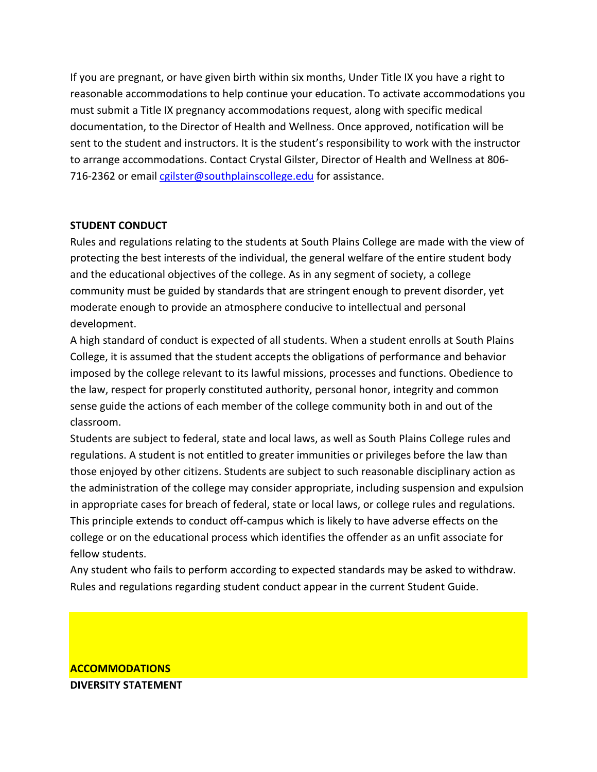If you are pregnant, or have given birth within six months, Under Title IX you have a right to reasonable accommodations to help continue your education. To activate accommodations you must submit a Title IX pregnancy accommodations request, along with specific medical documentation, to the Director of Health and Wellness. Once approved, notification will be sent to the student and instructors. It is the student's responsibility to work with the instructor to arrange accommodations. Contact Crystal Gilster, Director of Health and Wellness at 806-716-2362 or email [cgilster@southplainscollege.edu](mailto:cgilster@southplainscollege.edu) for assistance.

**STUDENT CONDUCT**

Rules and regulations relating to the students at South Plains College are made with the view of protecting the best interests of the individual, the general welfare of the entire student body and the educational objectives of the college. As in any segment of society, a college community must be guided by standards that are stringent enough to prevent disorder, yet moderate enough to provide an atmosphere conducive to intellectual and personal development.

A high standard of conduct is expected of all students. When a student enrolls at South Plains College, it is assumed that the student accepts the obligations of performance and behavior imposed by the college relevant to its lawful missions, processes and functions. Obedience to the law, respect for properly constituted authority, personal honor, integrity and common sense guide the actions of each member of the college community both in and out of the classroom.

Students are subject to federal, state and local laws, as well as South Plains College rules and regulations. A student is not entitled to greater immunities or privileges before the law than those enjoyed by other citizens. Students are subject to such reasonable disciplinary action as the administration of the college may consider appropriate, including suspension and expulsion in appropriate cases for breach of federal, state or local laws, or college rules and regulations. This principle extends to conduct off-campus which is likely to have adverse effects on the college or on the educational process which identifies the offender as an unfit associate for fellow students.

Any student who fails to perform according to expected standards may be asked to withdraw. Rules and regulations regarding student conduct appear in the current Student Guide.

**ACCOMMODATIONS**

**DIVERSITY STATEMENT**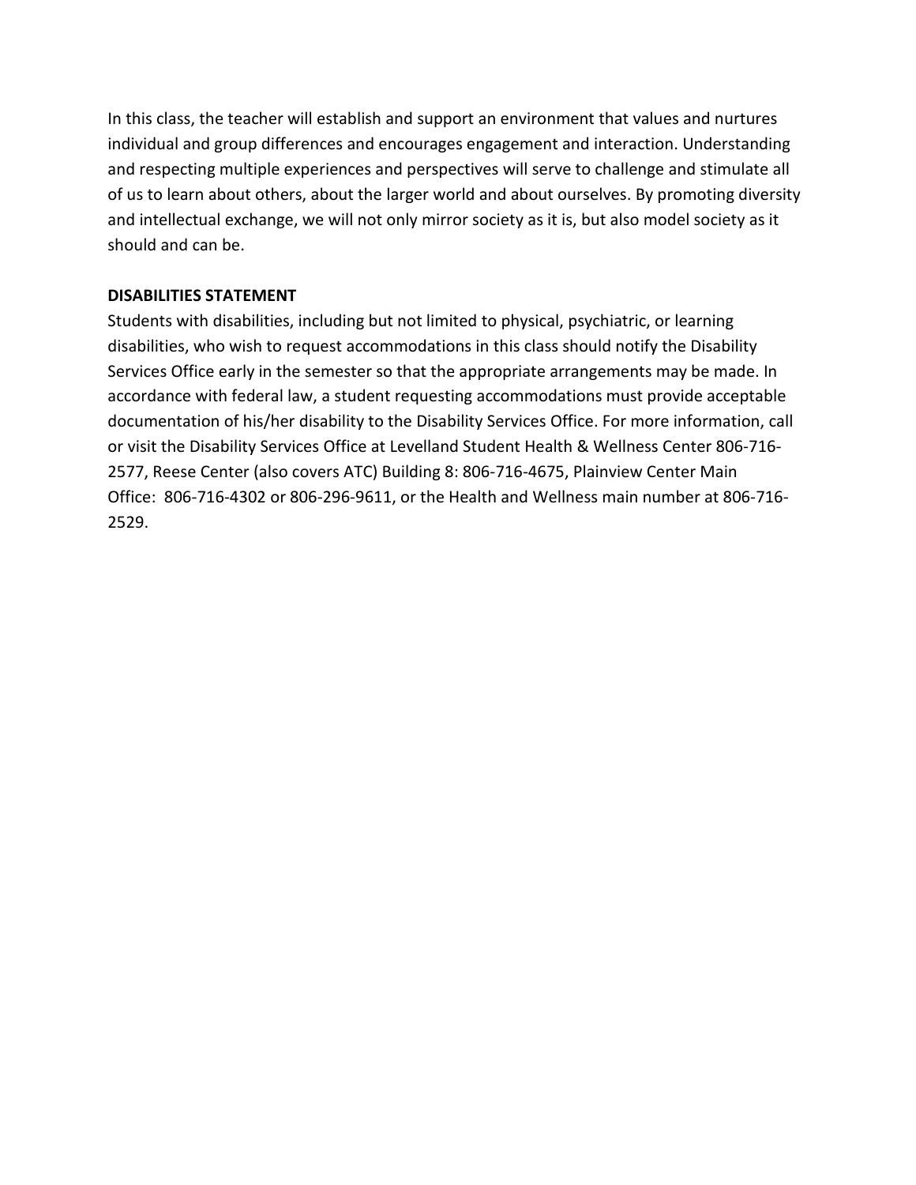In this class, the teacher will establish and support an environment that values and nurtures individual and group differences and encourages engagement and interaction. Understanding and respecting multiple experiences and perspectives will serve to challenge and stimulate all of us to learn about others, about the larger world and about ourselves. By promoting diversity and intellectual exchange, we will not only mirror society as it is, but also model society as it should and can be.

**DISABILITIES STATEMENT**

Students with disabilities, including but not limited to physical, psychiatric, or learning disabilities, who wish to request accommodations in this class should notify the Disability Services Office early in the semester so that the appropriate arrangements may be made. In accordance with federal law, a student requesting accommodations must provide acceptable documentation of his/her disability to the Disability Services Office. For more information, call or visit the Disability Services Office at Levelland Student Health & Wellness Center 806-716-2577, Reese Center (also covers ATC) Building 8: 806-716-4675, Plainview Center Main Office: 806-716-4302 or 806-296-9611, or the Health and Wellness main number at 806-716-2529.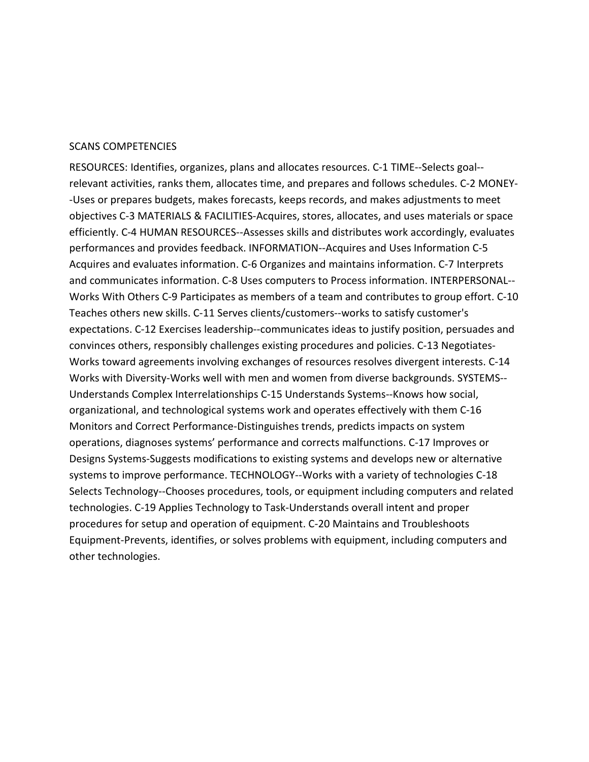SCANS COMPETENCIES

RESOURCES: Identifies, organizes, plans and allocates resources. C-1 TIME--Selects goal--relevant activities, ranks them, allocates time, and prepares and follows schedules. C-2 MONEY--Uses or prepares budgets, makes forecasts, keeps records, and makes adjustments to meet objectives C-3 MATERIALS & FACILITIES-Acquires, stores, allocates, and uses materials or space efficiently. C-4 HUMAN RESOURCES--Assesses skills and distributes work accordingly, evaluates performances and provides feedback. INFORMATION--Acquires and Uses Information C-5 Acquires and evaluates information. C-6 Organizes and maintains information. C-7 Interprets and communicates information. C-8 Uses computers to Process information. INTERPERSONAL--Works With Others C-9 Participates as members of a team and contributes to group effort. C-10 Teaches others new skills. C-11 Serves clients/customers--works to satisfy customer's expectations. C-12 Exercises leadership--communicates ideas to justify position, persuades and convinces others, responsibly challenges existing procedures and policies. C-13 Negotiates-Works toward agreements involving exchanges of resources resolves divergent interests. C-14 Works with Diversity-Works well with men and women from diverse backgrounds. SYSTEMS--Understands Complex Interrelationships C-15 Understands Systems--Knows how social, organizational, and technological systems work and operates effectively with them C-16 Monitors and Correct Performance-Distinguishes trends, predicts impacts on system operations, diagnoses systems' performance and corrects malfunctions. C-17 Improves or Designs Systems-Suggests modifications to existing systems and develops new or alternative systems to improve performance. TECHNOLOGY--Works with a variety of technologies C-18 Selects Technology--Chooses procedures, tools, or equipment including computers and related technologies. C-19 Applies Technology to Task-Understands overall intent and proper procedures for setup and operation of equipment. C-20 Maintains and Troubleshoots Equipment-Prevents, identifies, or solves problems with equipment, including computers and other technologies.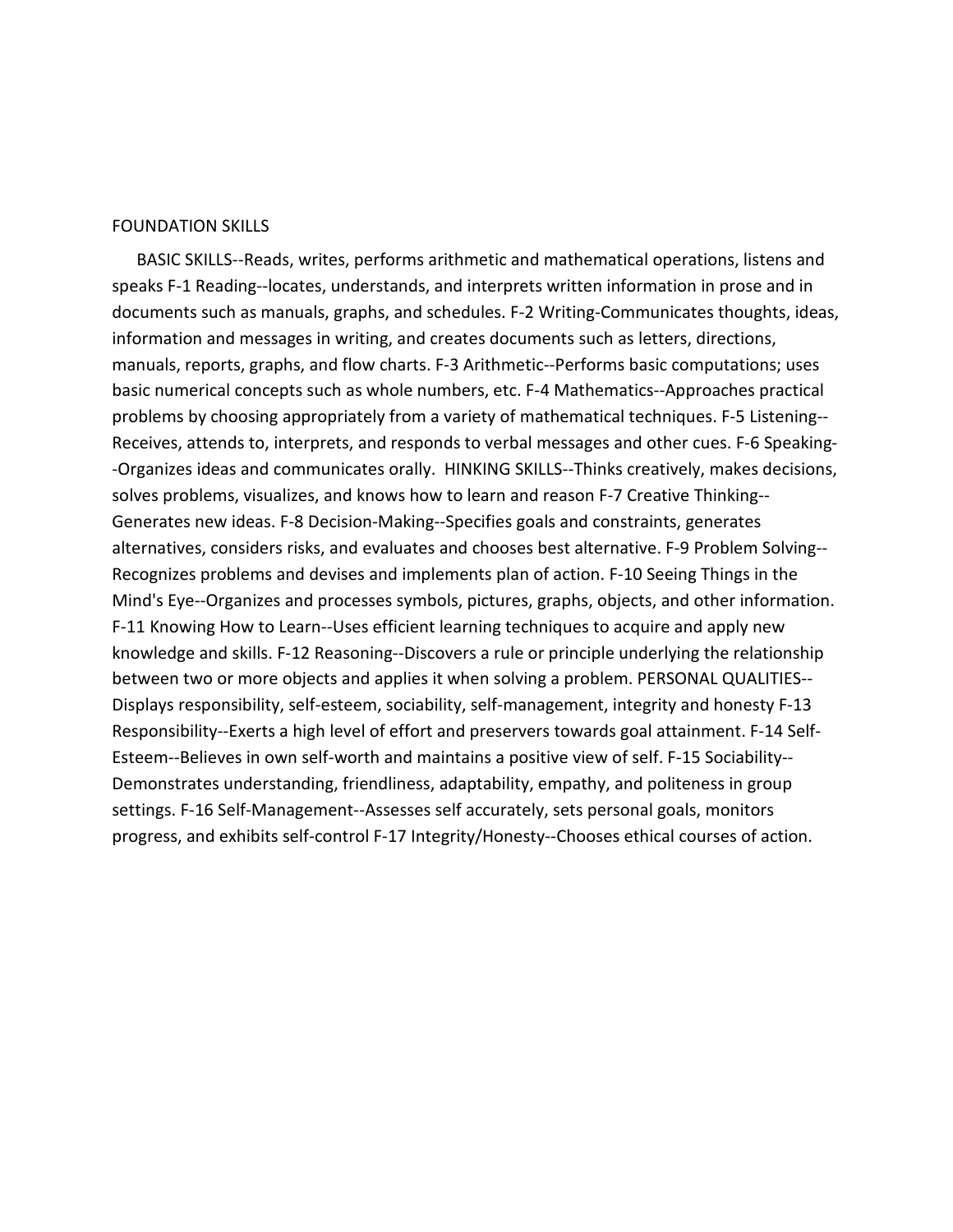FOUNDATION SKILLS

BASIC SKILLS--Reads, writes, performs arithmetic and mathematical operations, listens and speaks F-1 Reading--locates, understands, and interprets written information in prose and in documents such as manuals, graphs, and schedules. F-2 Writing-Communicates thoughts, ideas, information and messages in writing, and creates documents such as letters, directions, manuals, reports, graphs, and flow charts. F-3 Arithmetic--Performs basic computations; uses basic numerical concepts such as whole numbers, etc. F-4 Mathematics--Approaches practical problems by choosing appropriately from a variety of mathematical techniques. F-5 Listening--Receives, attends to, interprets, and responds to verbal messages and other cues. F-6 Speaking--Organizes ideas and communicates orally. HINKING SKILLS--Thinks creatively, makes decisions, solves problems, visualizes, and knows how to learn and reason F-7 Creative Thinking--Generates new ideas. F-8 Decision-Making--Specifies goals and constraints, generates alternatives, considers risks, and evaluates and chooses best alternative. F-9 Problem Solving--Recognizes problems and devises and implements plan of action. F-10 Seeing Things in the Mind's Eye--Organizes and processes symbols, pictures, graphs, objects, and other information. F-11 Knowing How to Learn--Uses efficient learning techniques to acquire and apply new knowledge and skills. F-12 Reasoning--Discovers a rule or principle underlying the relationship between two or more objects and applies it when solving a problem. PERSONAL QUALITIES--Displays responsibility, self-esteem, sociability, self-management, integrity and honesty F-13 Responsibility--Exerts a high level of effort and preservers towards goal attainment. F-14 Self-Esteem--Believes in own self-worth and maintains a positive view of self. F-15 Sociability--Demonstrates understanding, friendliness, adaptability, empathy, and politeness in group settings. F-16 Self-Management--Assesses self accurately, sets personal goals, monitors progress, and exhibits self-control F-17 Integrity/Honesty--Chooses ethical courses of action.